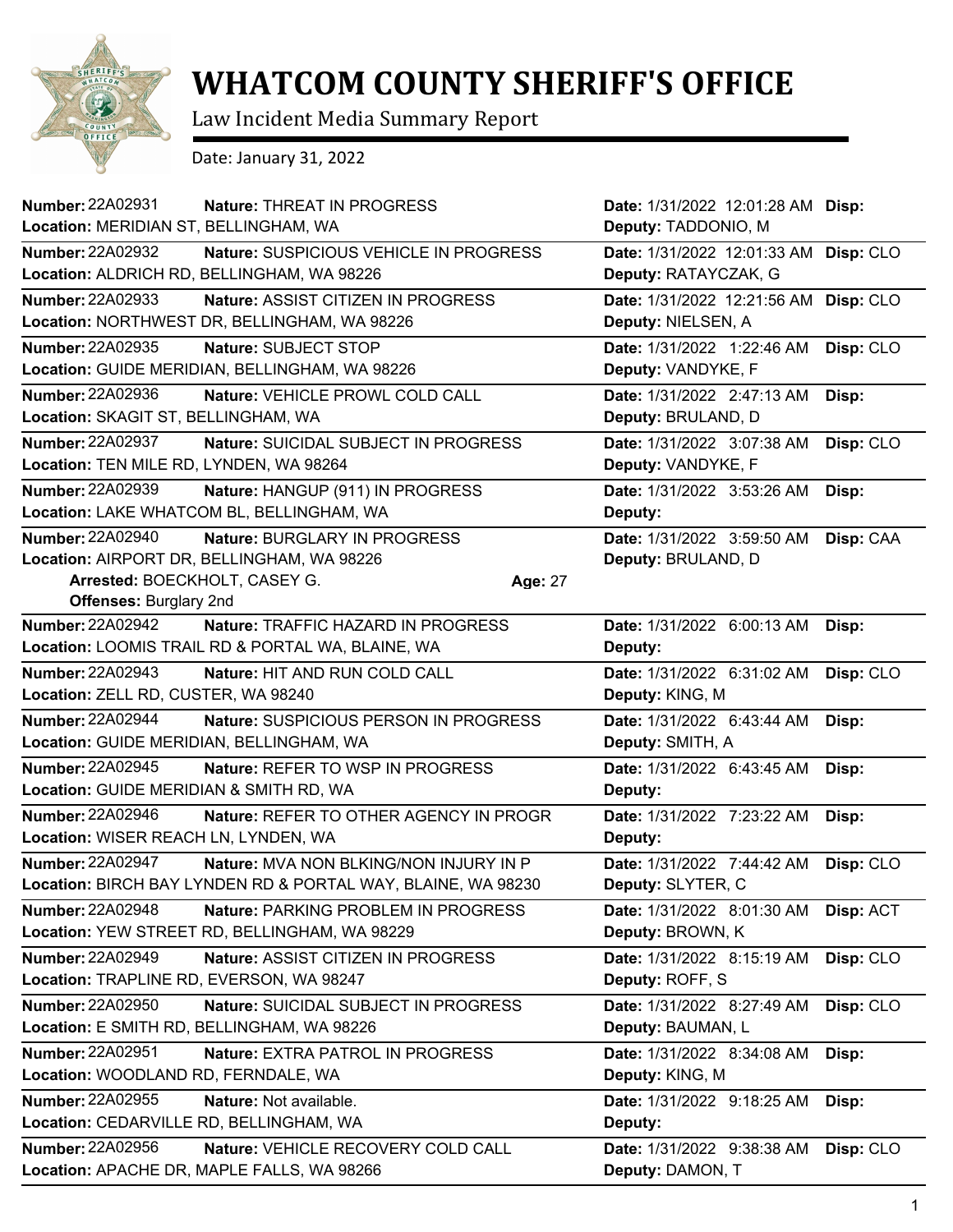# WHATCOM COUNTY SHERIFF'S OFFICE

Law Incident Media Summary Report

Date: January 31, 2022

**Number:** 22A02931 **Nature:** THREAT IN PROGRESS **Date:** 1/31/2022 12:01:28 AM **Disp:**
**Location:** MERIDIAN ST, BELLINGHAM, WA **Deputy:** TADDONIO, M

---

**Number:** 22A02932 **Nature:** SUSPICIOUS VEHICLE IN PROGRESS **Date:** 1/31/2022 12:01:33 AM **Disp:** CLO
**Location:** ALDRICH RD, BELLINGHAM, WA 98226 **Deputy:** RATAYCZAK, G

---

**Number:** 22A02933 **Nature:** ASSIST CITIZEN IN PROGRESS **Date:** 1/31/2022 12:21:56 AM **Disp:** CLO
**Location:** NORTHWEST DR, BELLINGHAM, WA 98226 **Deputy:** NIELSEN, A

---

**Number:** 22A02935 **Nature:** SUBJECT STOP **Date:** 1/31/2022 1:22:46 AM **Disp:** CLO
**Location:** GUIDE MERIDIAN, BELLINGHAM, WA 98226 **Deputy:** VANDYKE, F

---

**Number:** 22A02936 **Nature:** VEHICLE PROWL COLD CALL **Date:** 1/31/2022 2:47:13 AM **Disp:**
**Location:** SKAGIT ST, BELLINGHAM, WA **Deputy:** BRULAND, D

---

**Number:** 22A02937 **Nature:** SUICIDAL SUBJECT IN PROGRESS **Date:** 1/31/2022 3:07:38 AM **Disp:** CLO
**Location:** TEN MILE RD, LYNDEN, WA 98264 **Deputy:** VANDYKE, F

---

**Number:** 22A02939 **Nature:** HANGUP (911) IN PROGRESS **Date:** 1/31/2022 3:53:26 AM **Disp:**
**Location:** LAKE WHATCOM BL, BELLINGHAM, WA **Deputy:**

---

**Number:** 22A02940 **Nature:** BURGLARY IN PROGRESS **Date:** 1/31/2022 3:59:50 AM **Disp:** CAA
**Location:** AIRPORT DR, BELLINGHAM, WA 98226 **Deputy:** BRULAND, D
**Arrested:** BOECKHOLT, CASEY G. **Age:** 27
**Offenses:** Burglary 2nd

---

**Number:** 22A02942 **Nature:** TRAFFIC HAZARD IN PROGRESS **Date:** 1/31/2022 6:00:13 AM **Disp:**
**Location:** LOOMIS TRAIL RD & PORTAL WA, BLAINE, WA **Deputy:**

---

**Number:** 22A02943 **Nature:** HIT AND RUN COLD CALL **Date:** 1/31/2022 6:31:02 AM **Disp:** CLO
**Location:** ZELL RD, CUSTER, WA 98240 **Deputy:** KING, M

---

**Number:** 22A02944 **Nature:** SUSPICIOUS PERSON IN PROGRESS **Date:** 1/31/2022 6:43:44 AM **Disp:**
**Location:** GUIDE MERIDIAN, BELLINGHAM, WA **Deputy:** SMITH, A

---

**Number:** 22A02945 **Nature:** REFER TO WSP IN PROGRESS **Date:** 1/31/2022 6:43:45 AM **Disp:**
**Location:** GUIDE MERIDIAN & SMITH RD, WA **Deputy:**

---

**Number:** 22A02946 **Nature:** REFER TO OTHER AGENCY IN PROGR **Date:** 1/31/2022 7:23:22 AM **Disp:**
**Location:** WISER REACH LN, LYNDEN, WA **Deputy:**

---

**Number:** 22A02947 **Nature:** MVA NON BLKING/NON INJURY IN P **Date:** 1/31/2022 7:44:42 AM **Disp:** CLO
**Location:** BIRCH BAY LYNDEN RD & PORTAL WAY, BLAINE, WA 98230 **Deputy:** SLYTER, C

---

**Number:** 22A02948 **Nature:** PARKING PROBLEM IN PROGRESS **Date:** 1/31/2022 8:01:30 AM **Disp:** ACT
**Location:** YEW STREET RD, BELLINGHAM, WA 98229 **Deputy:** BROWN, K

---

**Number:** 22A02949 **Nature:** ASSIST CITIZEN IN PROGRESS **Date:** 1/31/2022 8:15:19 AM **Disp:** CLO
**Location:** TRAPLINE RD, EVERSON, WA 98247 **Deputy:** ROFF, S

---

**Number:** 22A02950 **Nature:** SUICIDAL SUBJECT IN PROGRESS **Date:** 1/31/2022 8:27:49 AM **Disp:** CLO
**Location:** E SMITH RD, BELLINGHAM, WA 98226 **Deputy:** BAUMAN, L

---

**Number:** 22A02951 **Nature:** EXTRA PATROL IN PROGRESS **Date:** 1/31/2022 8:34:08 AM **Disp:**
**Location:** WOODLAND RD, FERNDALE, WA **Deputy:** KING, M

---

**Number:** 22A02955 **Nature:** Not available. **Date:** 1/31/2022 9:18:25 AM **Disp:**
**Location:** CEDARVILLE RD, BELLINGHAM, WA **Deputy:**

---

**Number:** 22A02956 **Nature:** VEHICLE RECOVERY COLD CALL **Date:** 1/31/2022 9:38:38 AM **Disp:** CLO
**Location:** APACHE DR, MAPLE FALLS, WA 98266 **Deputy:** DAMON, T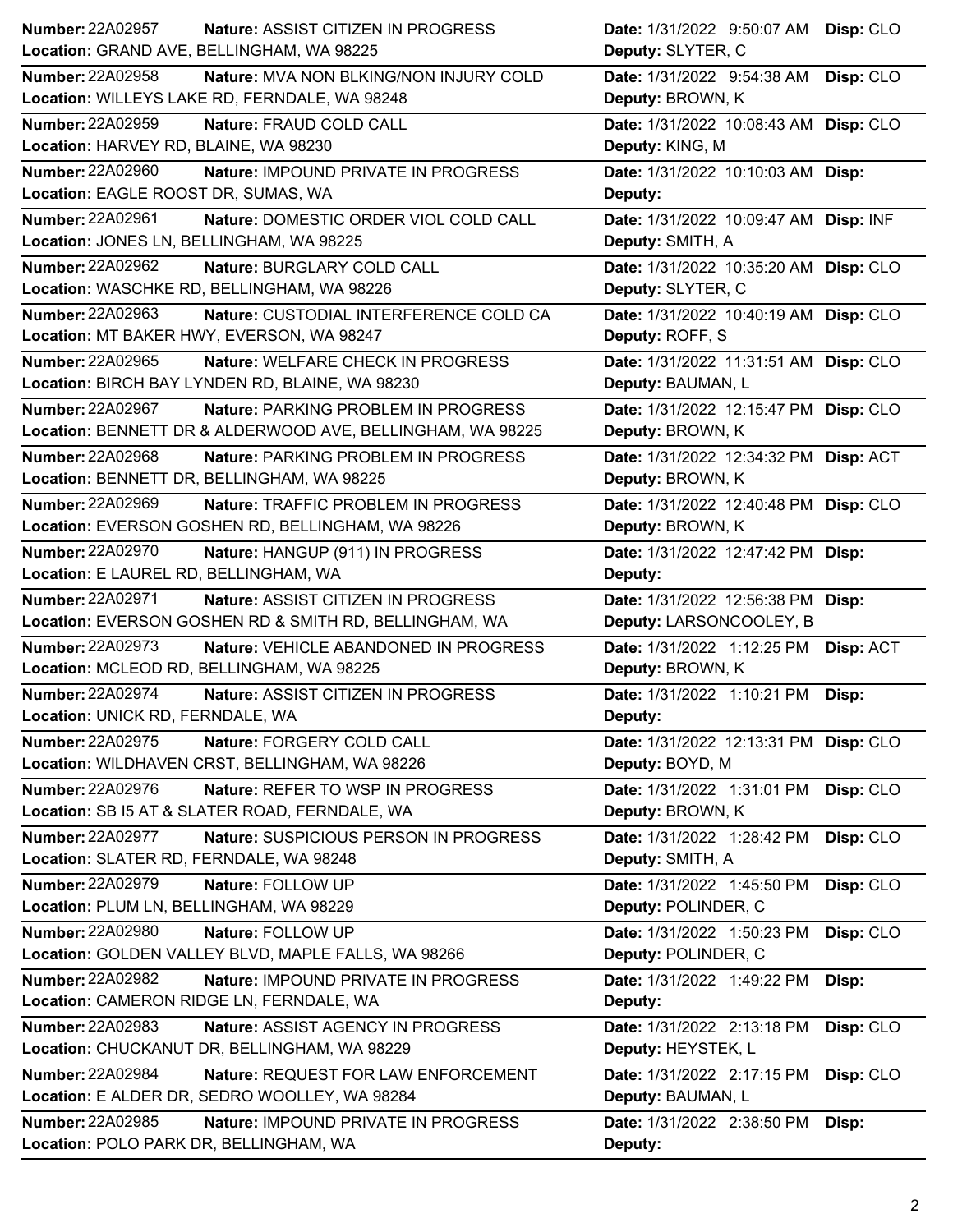| Number | Nature | Location | Date | Deputy | Disp |
|---|---|---|---|---|---|
| 22A02957 | ASSIST CITIZEN IN PROGRESS | GRAND AVE, BELLINGHAM, WA 98225 | 1/31/2022 9:50:07 AM | SLYTER, C | CLO |
| 22A02958 | MVA NON BLKING/NON INJURY COLD | WILLEYS LAKE RD, FERNDALE, WA 98248 | 1/31/2022 9:54:38 AM | BROWN, K | CLO |
| 22A02959 | FRAUD COLD CALL | HARVEY RD, BLAINE, WA 98230 | 1/31/2022 10:08:43 AM | KING, M | CLO |
| 22A02960 | IMPOUND PRIVATE IN PROGRESS | EAGLE ROOST DR, SUMAS, WA | 1/31/2022 10:10:03 AM | | |
| 22A02961 | DOMESTIC ORDER VIOL COLD CALL | JONES LN, BELLINGHAM, WA 98225 | 1/31/2022 10:09:47 AM | SMITH, A | INF |
| 22A02962 | BURGLARY COLD CALL | WASCHKE RD, BELLINGHAM, WA 98226 | 1/31/2022 10:35:20 AM | SLYTER, C | CLO |
| 22A02963 | CUSTODIAL INTERFERENCE COLD CA | MT BAKER HWY, EVERSON, WA 98247 | 1/31/2022 10:40:19 AM | ROFF, S | CLO |
| 22A02965 | WELFARE CHECK IN PROGRESS | BIRCH BAY LYNDEN RD, BLAINE, WA 98230 | 1/31/2022 11:31:51 AM | BAUMAN, L | CLO |
| 22A02967 | PARKING PROBLEM IN PROGRESS | BENNETT DR & ALDERWOOD AVE, BELLINGHAM, WA 98225 | 1/31/2022 12:15:47 PM | BROWN, K | CLO |
| 22A02968 | PARKING PROBLEM IN PROGRESS | BENNETT DR, BELLINGHAM, WA 98225 | 1/31/2022 12:34:32 PM | BROWN, K | ACT |
| 22A02969 | TRAFFIC PROBLEM IN PROGRESS | EVERSON GOSHEN RD, BELLINGHAM, WA 98226 | 1/31/2022 12:40:48 PM | BROWN, K | CLO |
| 22A02970 | HANGUP (911) IN PROGRESS | E LAUREL RD, BELLINGHAM, WA | 1/31/2022 12:47:42 PM | | |
| 22A02971 | ASSIST CITIZEN IN PROGRESS | EVERSON GOSHEN RD & SMITH RD, BELLINGHAM, WA | 1/31/2022 12:56:38 PM | LARSONCOOLEY, B | |
| 22A02973 | VEHICLE ABANDONED IN PROGRESS | MCLEOD RD, BELLINGHAM, WA 98225 | 1/31/2022 1:12:25 PM | BROWN, K | ACT |
| 22A02974 | ASSIST CITIZEN IN PROGRESS | UNICK RD, FERNDALE, WA | 1/31/2022 1:10:21 PM | | |
| 22A02975 | FORGERY COLD CALL | WILDHAVEN CRST, BELLINGHAM, WA 98226 | 1/31/2022 12:13:31 PM | BOYD, M | CLO |
| 22A02976 | REFER TO WSP IN PROGRESS | SB I5 AT & SLATER ROAD, FERNDALE, WA | 1/31/2022 1:31:01 PM | BROWN, K | CLO |
| 22A02977 | SUSPICIOUS PERSON IN PROGRESS | SLATER RD, FERNDALE, WA 98248 | 1/31/2022 1:28:42 PM | SMITH, A | CLO |
| 22A02979 | FOLLOW UP | PLUM LN, BELLINGHAM, WA 98229 | 1/31/2022 1:45:50 PM | POLINDER, C | CLO |
| 22A02980 | FOLLOW UP | GOLDEN VALLEY BLVD, MAPLE FALLS, WA 98266 | 1/31/2022 1:50:23 PM | POLINDER, C | CLO |
| 22A02982 | IMPOUND PRIVATE IN PROGRESS | CAMERON RIDGE LN, FERNDALE, WA | 1/31/2022 1:49:22 PM | | |
| 22A02983 | ASSIST AGENCY IN PROGRESS | CHUCKANUT DR, BELLINGHAM, WA 98229 | 1/31/2022 2:13:18 PM | HEYSTEK, L | CLO |
| 22A02984 | REQUEST FOR LAW ENFORCEMENT | E ALDER DR, SEDRO WOOLLEY, WA 98284 | 1/31/2022 2:17:15 PM | BAUMAN, L | CLO |
| 22A02985 | IMPOUND PRIVATE IN PROGRESS | POLO PARK DR, BELLINGHAM, WA | 1/31/2022 2:38:50 PM | | |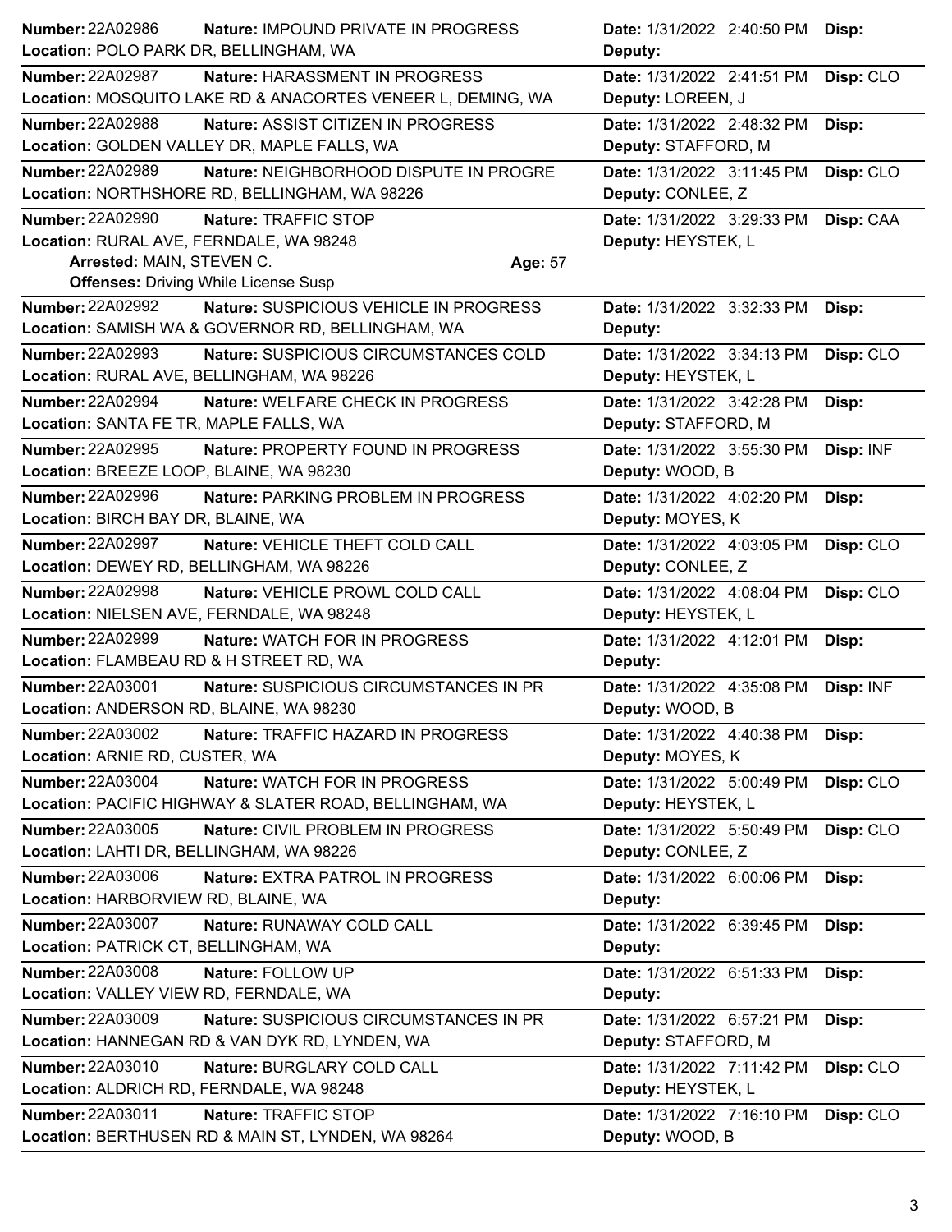**Number:** 22A02986 **Nature:** IMPOUND PRIVATE IN PROGRESS **Date:** 1/31/2022 2:40:50 PM **Disp:**
**Location:** POLO PARK DR, BELLINGHAM, WA **Deputy:**

---

**Number:** 22A02987 **Nature:** HARASSMENT IN PROGRESS **Date:** 1/31/2022 2:41:51 PM **Disp:** CLO
**Location:** MOSQUITO LAKE RD & ANACORTES VENEER L, DEMING, WA **Deputy:** LOREEN, J

---

**Number:** 22A02988 **Nature:** ASSIST CITIZEN IN PROGRESS **Date:** 1/31/2022 2:48:32 PM **Disp:**
**Location:** GOLDEN VALLEY DR, MAPLE FALLS, WA **Deputy:** STAFFORD, M

---

**Number:** 22A02989 **Nature:** NEIGHBORHOOD DISPUTE IN PROGRE **Date:** 1/31/2022 3:11:45 PM **Disp:** CLO
**Location:** NORTHSHORE RD, BELLINGHAM, WA 98226 **Deputy:** CONLEE, Z

---

**Number:** 22A02990 **Nature:** TRAFFIC STOP **Date:** 1/31/2022 3:29:33 PM **Disp:** CAA
**Location:** RURAL AVE, FERNDALE, WA 98248 **Deputy:** HEYSTEK, L
**Arrested:** MAIN, STEVEN C. **Age:** 57
**Offenses:** Driving While License Susp

---

**Number:** 22A02992 **Nature:** SUSPICIOUS VEHICLE IN PROGRESS **Date:** 1/31/2022 3:32:33 PM **Disp:**
**Location:** SAMISH WA & GOVERNOR RD, BELLINGHAM, WA **Deputy:**

---

**Number:** 22A02993 **Nature:** SUSPICIOUS CIRCUMSTANCES COLD **Date:** 1/31/2022 3:34:13 PM **Disp:** CLO
**Location:** RURAL AVE, BELLINGHAM, WA 98226 **Deputy:** HEYSTEK, L

---

**Number:** 22A02994 **Nature:** WELFARE CHECK IN PROGRESS **Date:** 1/31/2022 3:42:28 PM **Disp:**
**Location:** SANTA FE TR, MAPLE FALLS, WA **Deputy:** STAFFORD, M

---

**Number:** 22A02995 **Nature:** PROPERTY FOUND IN PROGRESS **Date:** 1/31/2022 3:55:30 PM **Disp:** INF
**Location:** BREEZE LOOP, BLAINE, WA 98230 **Deputy:** WOOD, B

---

**Number:** 22A02996 **Nature:** PARKING PROBLEM IN PROGRESS **Date:** 1/31/2022 4:02:20 PM **Disp:**
**Location:** BIRCH BAY DR, BLAINE, WA **Deputy:** MOYES, K

---

**Number:** 22A02997 **Nature:** VEHICLE THEFT COLD CALL **Date:** 1/31/2022 4:03:05 PM **Disp:** CLO
**Location:** DEWEY RD, BELLINGHAM, WA 98226 **Deputy:** CONLEE, Z

---

**Number:** 22A02998 **Nature:** VEHICLE PROWL COLD CALL **Date:** 1/31/2022 4:08:04 PM **Disp:** CLO
**Location:** NIELSEN AVE, FERNDALE, WA 98248 **Deputy:** HEYSTEK, L

---

**Number:** 22A02999 **Nature:** WATCH FOR IN PROGRESS **Date:** 1/31/2022 4:12:01 PM **Disp:**
**Location:** FLAMBEAU RD & H STREET RD, WA **Deputy:**

---

**Number:** 22A03001 **Nature:** SUSPICIOUS CIRCUMSTANCES IN PR **Date:** 1/31/2022 4:35:08 PM **Disp:** INF
**Location:** ANDERSON RD, BLAINE, WA 98230 **Deputy:** WOOD, B

---

**Number:** 22A03002 **Nature:** TRAFFIC HAZARD IN PROGRESS **Date:** 1/31/2022 4:40:38 PM **Disp:**
**Location:** ARNIE RD, CUSTER, WA **Deputy:** MOYES, K

---

**Number:** 22A03004 **Nature:** WATCH FOR IN PROGRESS **Date:** 1/31/2022 5:00:49 PM **Disp:** CLO
**Location:** PACIFIC HIGHWAY & SLATER ROAD, BELLINGHAM, WA **Deputy:** HEYSTEK, L

---

**Number:** 22A03005 **Nature:** CIVIL PROBLEM IN PROGRESS **Date:** 1/31/2022 5:50:49 PM **Disp:** CLO
**Location:** LAHTI DR, BELLINGHAM, WA 98226 **Deputy:** CONLEE, Z

---

**Number:** 22A03006 **Nature:** EXTRA PATROL IN PROGRESS **Date:** 1/31/2022 6:00:06 PM **Disp:**
**Location:** HARBORVIEW RD, BLAINE, WA **Deputy:**

---

**Number:** 22A03007 **Nature:** RUNAWAY COLD CALL **Date:** 1/31/2022 6:39:45 PM **Disp:**
**Location:** PATRICK CT, BELLINGHAM, WA **Deputy:**

---

**Number:** 22A03008 **Nature:** FOLLOW UP **Date:** 1/31/2022 6:51:33 PM **Disp:**
**Location:** VALLEY VIEW RD, FERNDALE, WA **Deputy:**

---

**Number:** 22A03009 **Nature:** SUSPICIOUS CIRCUMSTANCES IN PR **Date:** 1/31/2022 6:57:21 PM **Disp:**
**Location:** HANNEGAN RD & VAN DYK RD, LYNDEN, WA **Deputy:** STAFFORD, M

---

**Number:** 22A03010 **Nature:** BURGLARY COLD CALL **Date:** 1/31/2022 7:11:42 PM **Disp:** CLO
**Location:** ALDRICH RD, FERNDALE, WA 98248 **Deputy:** HEYSTEK, L

---

**Number:** 22A03011 **Nature:** TRAFFIC STOP **Date:** 1/31/2022 7:16:10 PM **Disp:** CLO
**Location:** BERTHUSEN RD & MAIN ST, LYNDEN, WA 98264 **Deputy:** WOOD, B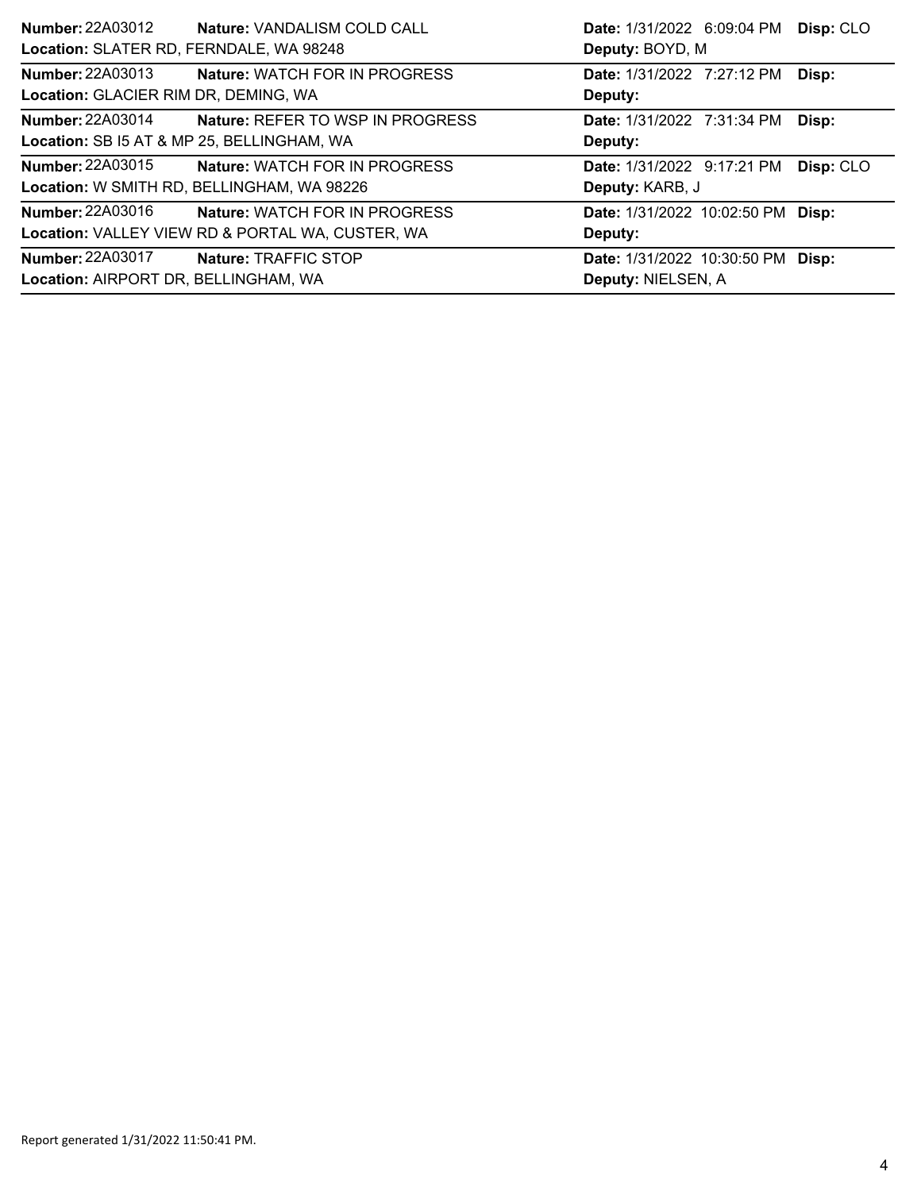**Number:** 22A03012 **Nature:** VANDALISM COLD CALL **Date:** 1/31/2022 6:09:04 PM **Disp:** CLO
**Location:** SLATER RD, FERNDALE, WA 98248 **Deputy:** BOYD, M

**Number:** 22A03013 **Nature:** WATCH FOR IN PROGRESS **Date:** 1/31/2022 7:27:12 PM **Disp:**
**Location:** GLACIER RIM DR, DEMING, WA **Deputy:**

**Number:** 22A03014 **Nature:** REFER TO WSP IN PROGRESS **Date:** 1/31/2022 7:31:34 PM **Disp:**
**Location:** SB I5 AT & MP 25, BELLINGHAM, WA **Deputy:**

**Number:** 22A03015 **Nature:** WATCH FOR IN PROGRESS **Date:** 1/31/2022 9:17:21 PM **Disp:** CLO
**Location:** W SMITH RD, BELLINGHAM, WA 98226 **Deputy:** KARB, J

**Number:** 22A03016 **Nature:** WATCH FOR IN PROGRESS **Date:** 1/31/2022 10:02:50 PM **Disp:**
**Location:** VALLEY VIEW RD & PORTAL WA, CUSTER, WA **Deputy:**

**Number:** 22A03017 **Nature:** TRAFFIC STOP **Date:** 1/31/2022 10:30:50 PM **Disp:**
**Location:** AIRPORT DR, BELLINGHAM, WA **Deputy:** NIELSEN, A

Report generated 1/31/2022 11:50:41 PM.